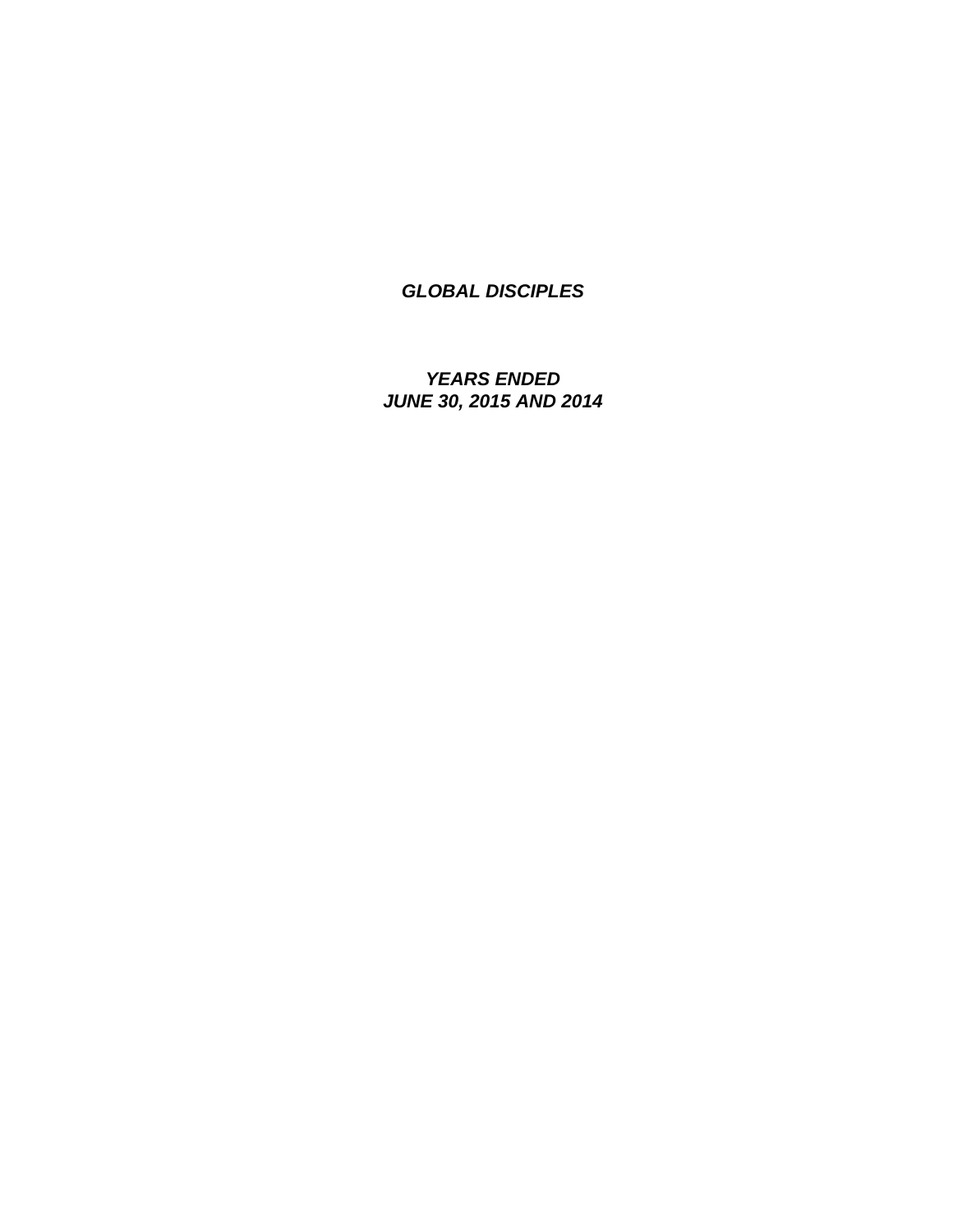***GLOBAL DISCIPLES***

***YEARS ENDED***
***JUNE 30, 2015 AND 2014***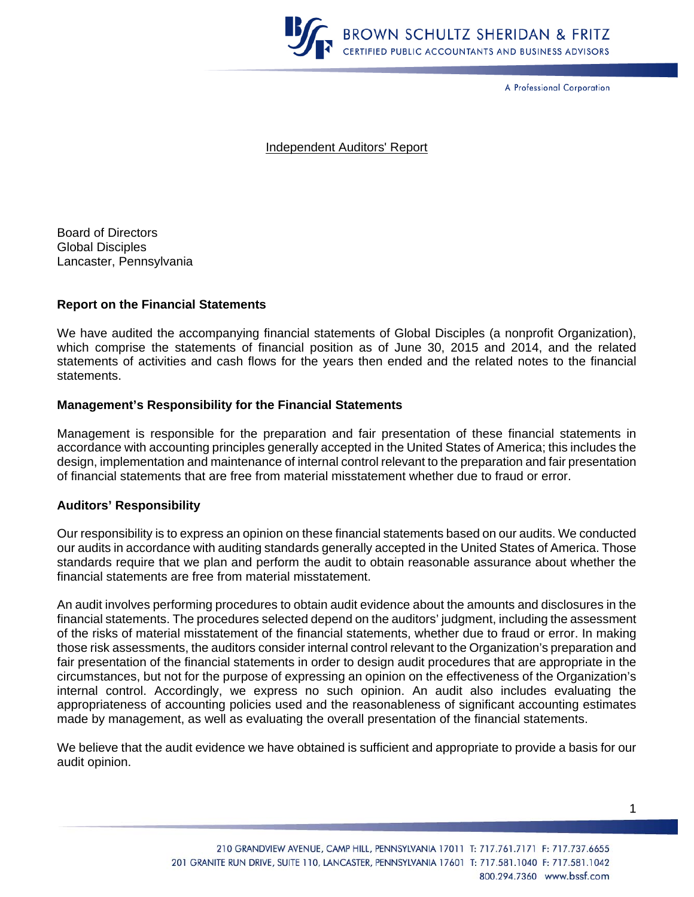# Independent Auditors' Report

Board of Directors
Global Disciples
Lancaster, Pennsylvania

## Report on the Financial Statements

We have audited the accompanying financial statements of Global Disciples (a nonprofit Organization), which comprise the statements of financial position as of June 30, 2015 and 2014, and the related statements of activities and cash flows for the years then ended and the related notes to the financial statements.

## Management's Responsibility for the Financial Statements

Management is responsible for the preparation and fair presentation of these financial statements in accordance with accounting principles generally accepted in the United States of America; this includes the design, implementation and maintenance of internal control relevant to the preparation and fair presentation of financial statements that are free from material misstatement whether due to fraud or error.

## Auditors' Responsibility

Our responsibility is to express an opinion on these financial statements based on our audits. We conducted our audits in accordance with auditing standards generally accepted in the United States of America. Those standards require that we plan and perform the audit to obtain reasonable assurance about whether the financial statements are free from material misstatement.

An audit involves performing procedures to obtain audit evidence about the amounts and disclosures in the financial statements. The procedures selected depend on the auditors' judgment, including the assessment of the risks of material misstatement of the financial statements, whether due to fraud or error. In making those risk assessments, the auditors consider internal control relevant to the Organization's preparation and fair presentation of the financial statements in order to design audit procedures that are appropriate in the circumstances, but not for the purpose of expressing an opinion on the effectiveness of the Organization's internal control. Accordingly, we express no such opinion. An audit also includes evaluating the appropriateness of accounting policies used and the reasonableness of significant accounting estimates made by management, as well as evaluating the overall presentation of the financial statements.

We believe that the audit evidence we have obtained is sufficient and appropriate to provide a basis for our audit opinion.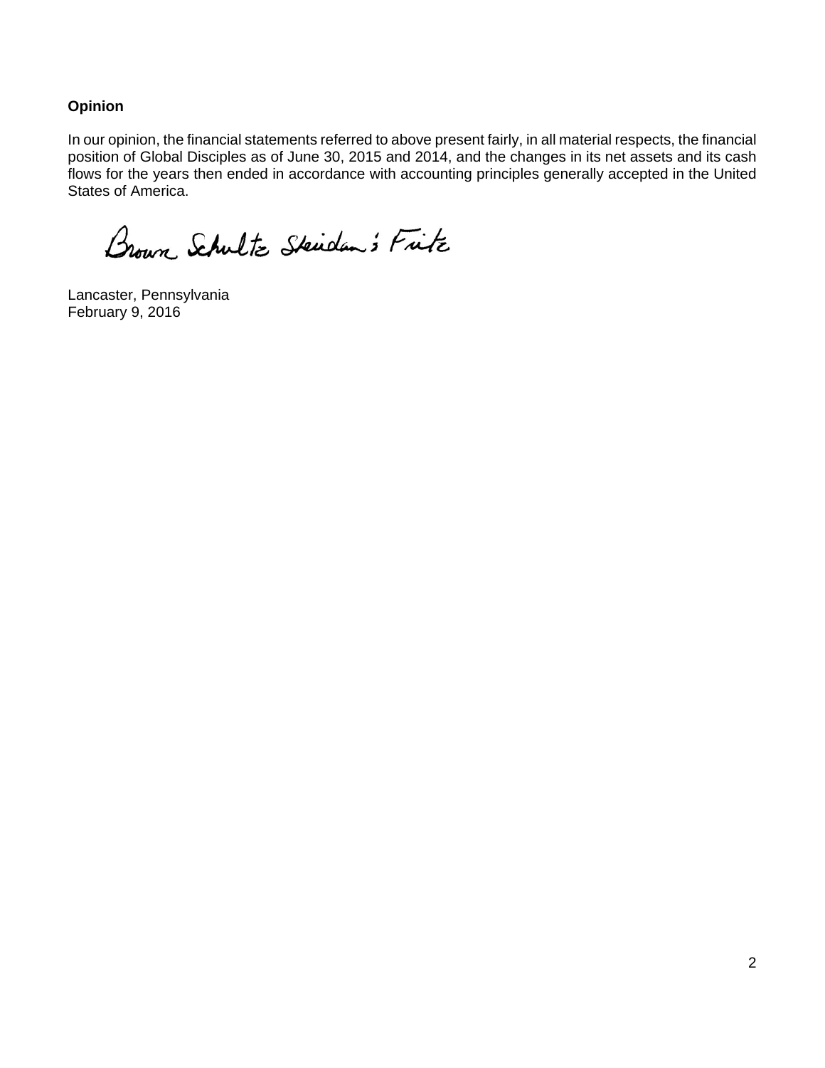**Opinion**

In our opinion, the financial statements referred to above present fairly, in all material respects, the financial position of Global Disciples as of June 30, 2015 and 2014, and the changes in its net assets and its cash flows for the years then ended in accordance with accounting principles generally accepted in the United States of America.

Brown Schultz Sheridan & Fritz

Lancaster, Pennsylvania
February 9, 2016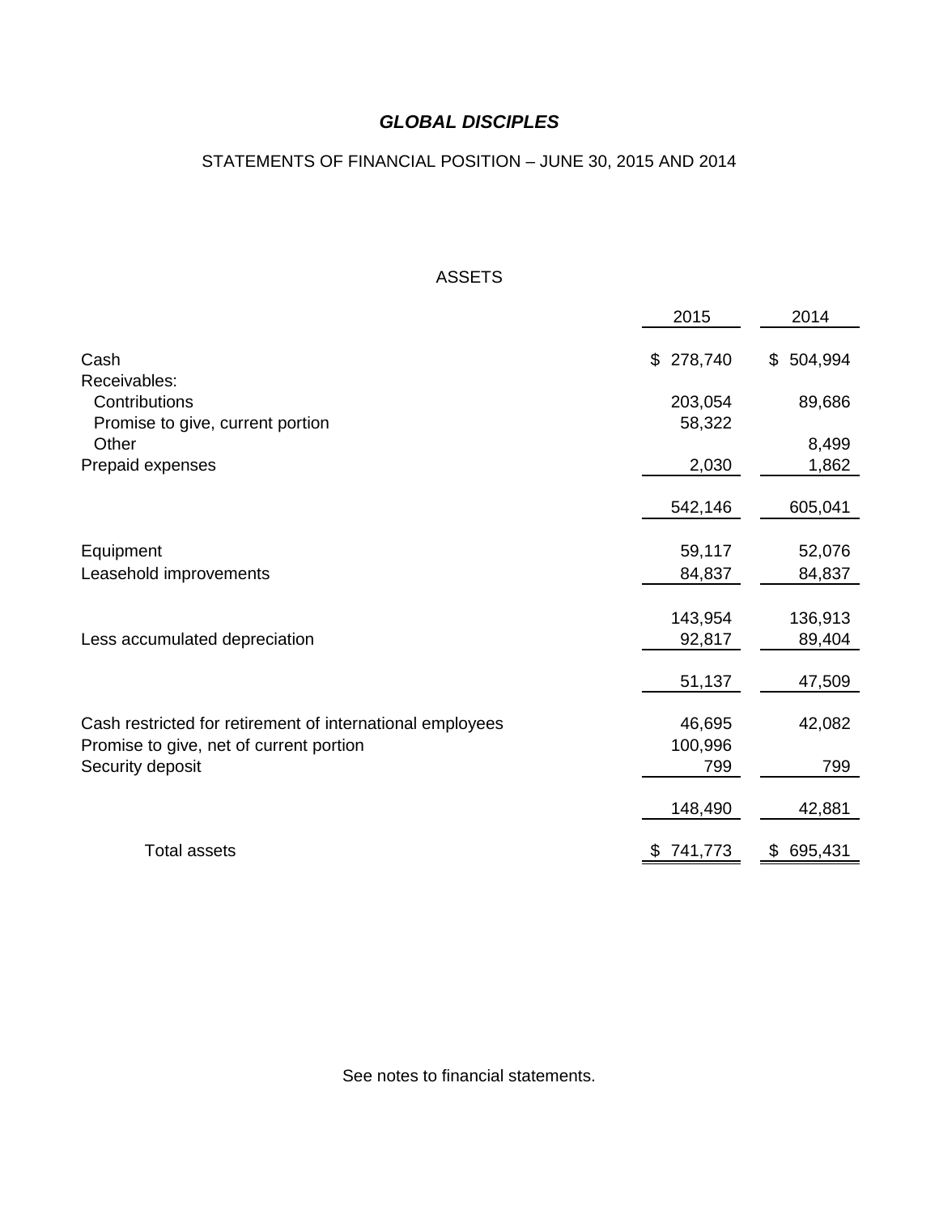# *GLOBAL DISCIPLES*

STATEMENTS OF FINANCIAL POSITION – JUNE 30, 2015 AND 2014

ASSETS

| | 2015 | 2014 |
|---|---|---|
| Cash | $ 278,740 | $ 504,994 |
| Receivables: | | |
| Contributions | 203,054 | 89,686 |
| Promise to give, current portion | 58,322 | |
| Other | | 8,499 |
| Prepaid expenses | 2,030 | 1,862 |
| | 542,146 | 605,041 |
| Equipment | 59,117 | 52,076 |
| Leasehold improvements | 84,837 | 84,837 |
| | 143,954 | 136,913 |
| Less accumulated depreciation | 92,817 | 89,404 |
| | 51,137 | 47,509 |
| Cash restricted for retirement of international employees | 46,695 | 42,082 |
| Promise to give, net of current portion | 100,996 | |
| Security deposit | 799 | 799 |
| | 148,490 | 42,881 |
| Total assets | $ 741,773 | $ 695,431 |

See notes to financial statements.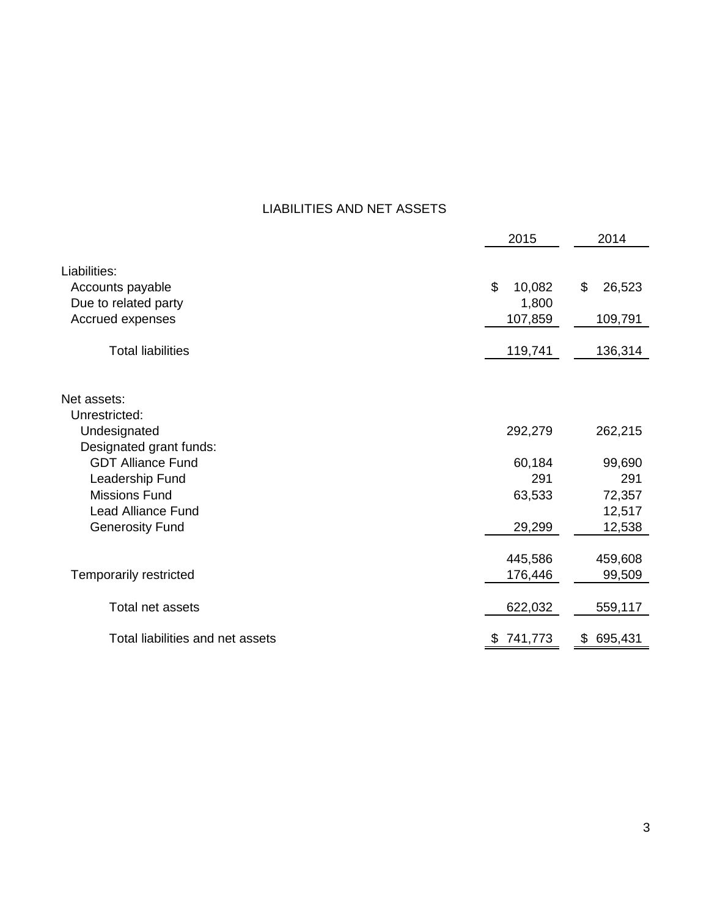## LIABILITIES AND NET ASSETS

| | 2015 | 2014 |
|---|---|---|
| Liabilities: | | |
| Accounts payable | $ 10,082 | $ 26,523 |
| Due to related party | 1,800 | |
| Accrued expenses | 107,859 | 109,791 |
| Total liabilities | 119,741 | 136,314 |
| Net assets: | | |
| Unrestricted: | | |
| Undesignated | 292,279 | 262,215 |
| Designated grant funds: | | |
| GDT Alliance Fund | 60,184 | 99,690 |
| Leadership Fund | 291 | 291 |
| Missions Fund | 63,533 | 72,357 |
| Lead Alliance Fund | | 12,517 |
| Generosity Fund | 29,299 | 12,538 |
| | 445,586 | 459,608 |
| Temporarily restricted | 176,446 | 99,509 |
| Total net assets | 622,032 | 559,117 |
| Total liabilities and net assets | $ 741,773 | $ 695,431 |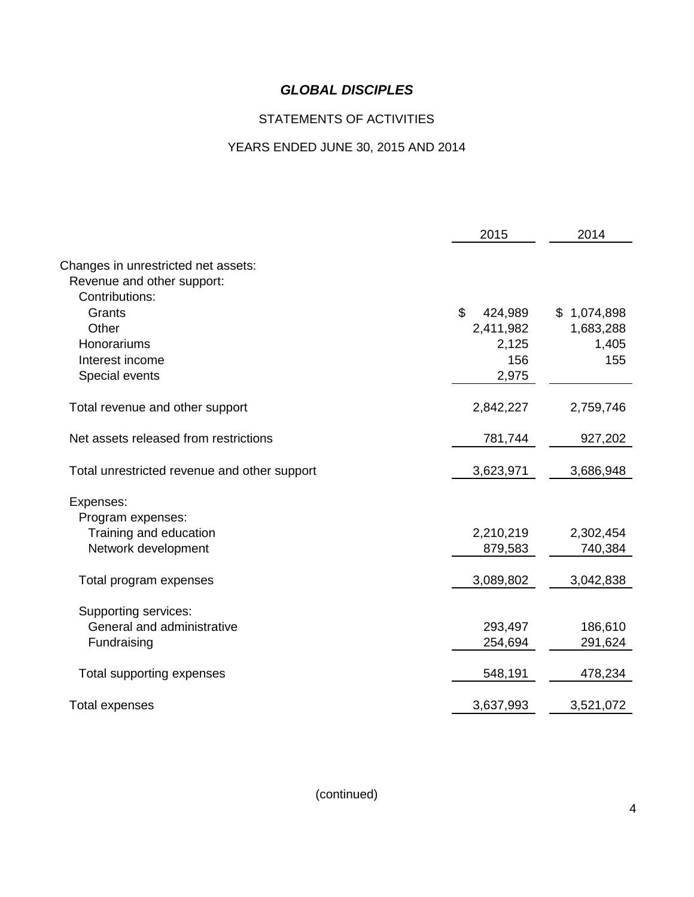# *GLOBAL DISCIPLES*

## STATEMENTS OF ACTIVITIES

## YEARS ENDED JUNE 30, 2015 AND 2014

| | 2015 | 2014 |
|---|---|---|
| Changes in unrestricted net assets: | | |
| Revenue and other support: | | |
| Contributions: | | |
| Grants | $ 424,989 | $ 1,074,898 |
| Other | 2,411,982 | 1,683,288 |
| Honorariums | 2,125 | 1,405 |
| Interest income | 156 | 155 |
| Special events | 2,975 | |
| Total revenue and other support | 2,842,227 | 2,759,746 |
| Net assets released from restrictions | 781,744 | 927,202 |
| Total unrestricted revenue and other support | 3,623,971 | 3,686,948 |
| Expenses: | | |
| Program expenses: | | |
| Training and education | 2,210,219 | 2,302,454 |
| Network development | 879,583 | 740,384 |
| Total program expenses | 3,089,802 | 3,042,838 |
| Supporting services: | | |
| General and administrative | 293,497 | 186,610 |
| Fundraising | 254,694 | 291,624 |
| Total supporting expenses | 548,191 | 478,234 |
| Total expenses | 3,637,993 | 3,521,072 |

(continued)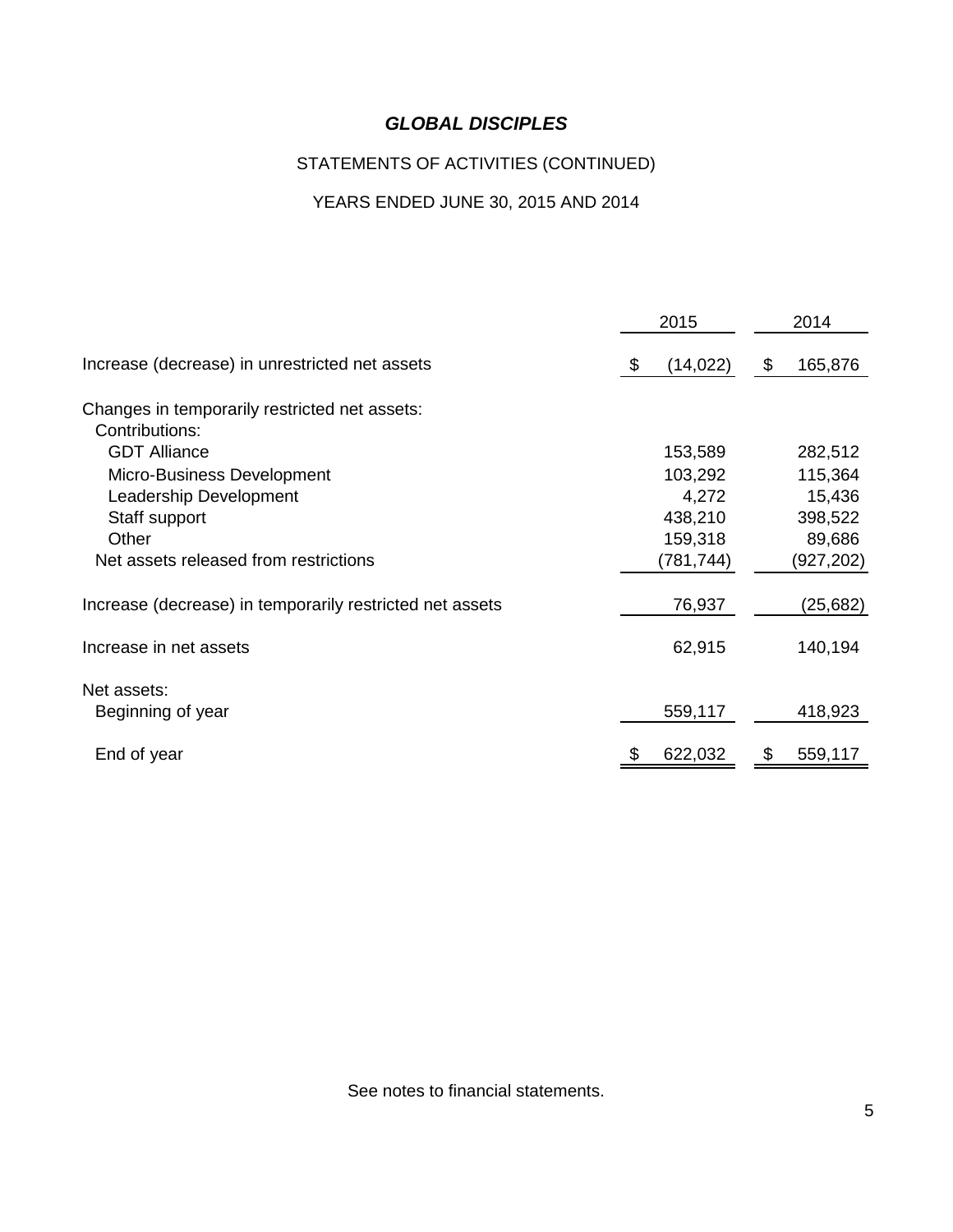# *GLOBAL DISCIPLES*

STATEMENTS OF ACTIVITIES (CONTINUED)

YEARS ENDED JUNE 30, 2015 AND 2014

| | 2015 | 2014 |
|---|---|---|
| Increase (decrease) in unrestricted net assets | $ (14,022) | $ 165,876 |
| Changes in temporarily restricted net assets: | | |
| Contributions: | | |
| GDT Alliance | 153,589 | 282,512 |
| Micro-Business Development | 103,292 | 115,364 |
| Leadership Development | 4,272 | 15,436 |
| Staff support | 438,210 | 398,522 |
| Other | 159,318 | 89,686 |
| Net assets released from restrictions | (781,744) | (927,202) |
| Increase (decrease) in temporarily restricted net assets | 76,937 | (25,682) |
| Increase in net assets | 62,915 | 140,194 |
| Net assets: | | |
| Beginning of year | 559,117 | 418,923 |
| End of year | $ 622,032 | $ 559,117 |

See notes to financial statements.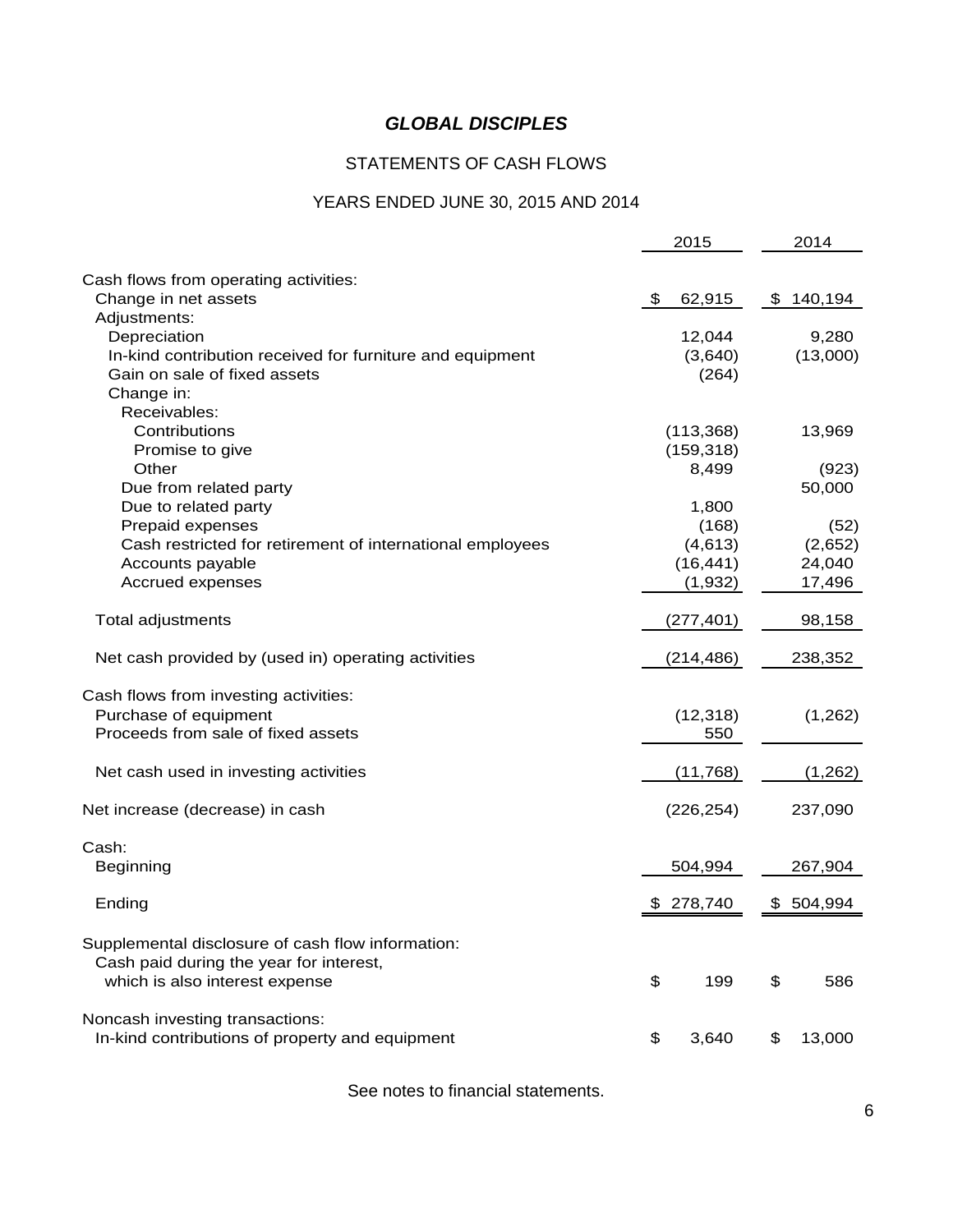# *GLOBAL DISCIPLES*

## STATEMENTS OF CASH FLOWS

## YEARS ENDED JUNE 30, 2015 AND 2014

| | 2015 | 2014 |
|---|---|---|
| Cash flows from operating activities: | | |
| Change in net assets | $ 62,915 | $ 140,194 |
| Adjustments: | | |
| Depreciation | 12,044 | 9,280 |
| In-kind contribution received for furniture and equipment | (3,640) | (13,000) |
| Gain on sale of fixed assets | (264) | |
| Change in: | | |
| Receivables: | | |
| Contributions | (113,368) | 13,969 |
| Promise to give | (159,318) | |
| Other | 8,499 | (923) |
| Due from related party | | 50,000 |
| Due to related party | 1,800 | |
| Prepaid expenses | (168) | (52) |
| Cash restricted for retirement of international employees | (4,613) | (2,652) |
| Accounts payable | (16,441) | 24,040 |
| Accrued expenses | (1,932) | 17,496 |
| Total adjustments | (277,401) | 98,158 |
| Net cash provided by (used in) operating activities | (214,486) | 238,352 |
| Cash flows from investing activities: | | |
| Purchase of equipment | (12,318) | (1,262) |
| Proceeds from sale of fixed assets | 550 | |
| Net cash used in investing activities | (11,768) | (1,262) |
| Net increase (decrease) in cash | (226,254) | 237,090 |
| Cash: | | |
| Beginning | 504,994 | 267,904 |
| Ending | $ 278,740 | $ 504,994 |
| Supplemental disclosure of cash flow information: | | |
| Cash paid during the year for interest, which is also interest expense | $ 199 | $ 586 |
| Noncash investing transactions: | | |
| In-kind contributions of property and equipment | $ 3,640 | $ 13,000 |

See notes to financial statements.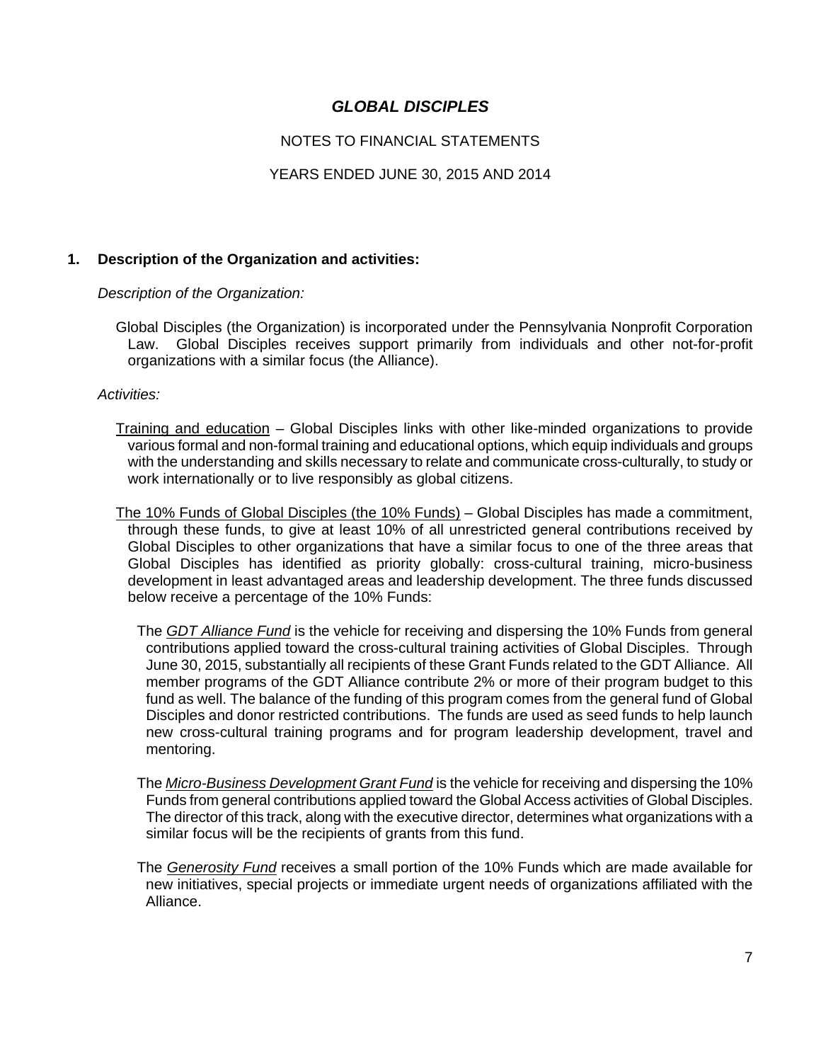# *GLOBAL DISCIPLES*

NOTES TO FINANCIAL STATEMENTS

YEARS ENDED JUNE 30, 2015 AND 2014

## 1. Description of the Organization and activities:

*Description of the Organization:*

Global Disciples (the Organization) is incorporated under the Pennsylvania Nonprofit Corporation Law. Global Disciples receives support primarily from individuals and other not-for-profit organizations with a similar focus (the Alliance).

*Activities:*

Training and education – Global Disciples links with other like-minded organizations to provide various formal and non-formal training and educational options, which equip individuals and groups with the understanding and skills necessary to relate and communicate cross-culturally, to study or work internationally or to live responsibly as global citizens.

The 10% Funds of Global Disciples (the 10% Funds) – Global Disciples has made a commitment, through these funds, to give at least 10% of all unrestricted general contributions received by Global Disciples to other organizations that have a similar focus to one of the three areas that Global Disciples has identified as priority globally: cross-cultural training, micro-business development in least advantaged areas and leadership development. The three funds discussed below receive a percentage of the 10% Funds:

The ***GDT Alliance Fund*** is the vehicle for receiving and dispersing the 10% Funds from general contributions applied toward the cross-cultural training activities of Global Disciples. Through June 30, 2015, substantially all recipients of these Grant Funds related to the GDT Alliance. All member programs of the GDT Alliance contribute 2% or more of their program budget to this fund as well. The balance of the funding of this program comes from the general fund of Global Disciples and donor restricted contributions. The funds are used as seed funds to help launch new cross-cultural training programs and for program leadership development, travel and mentoring.

The ***Micro-Business Development Grant Fund*** is the vehicle for receiving and dispersing the 10% Funds from general contributions applied toward the Global Access activities of Global Disciples. The director of this track, along with the executive director, determines what organizations with a similar focus will be the recipients of grants from this fund.

The ***Generosity Fund*** receives a small portion of the 10% Funds which are made available for new initiatives, special projects or immediate urgent needs of organizations affiliated with the Alliance.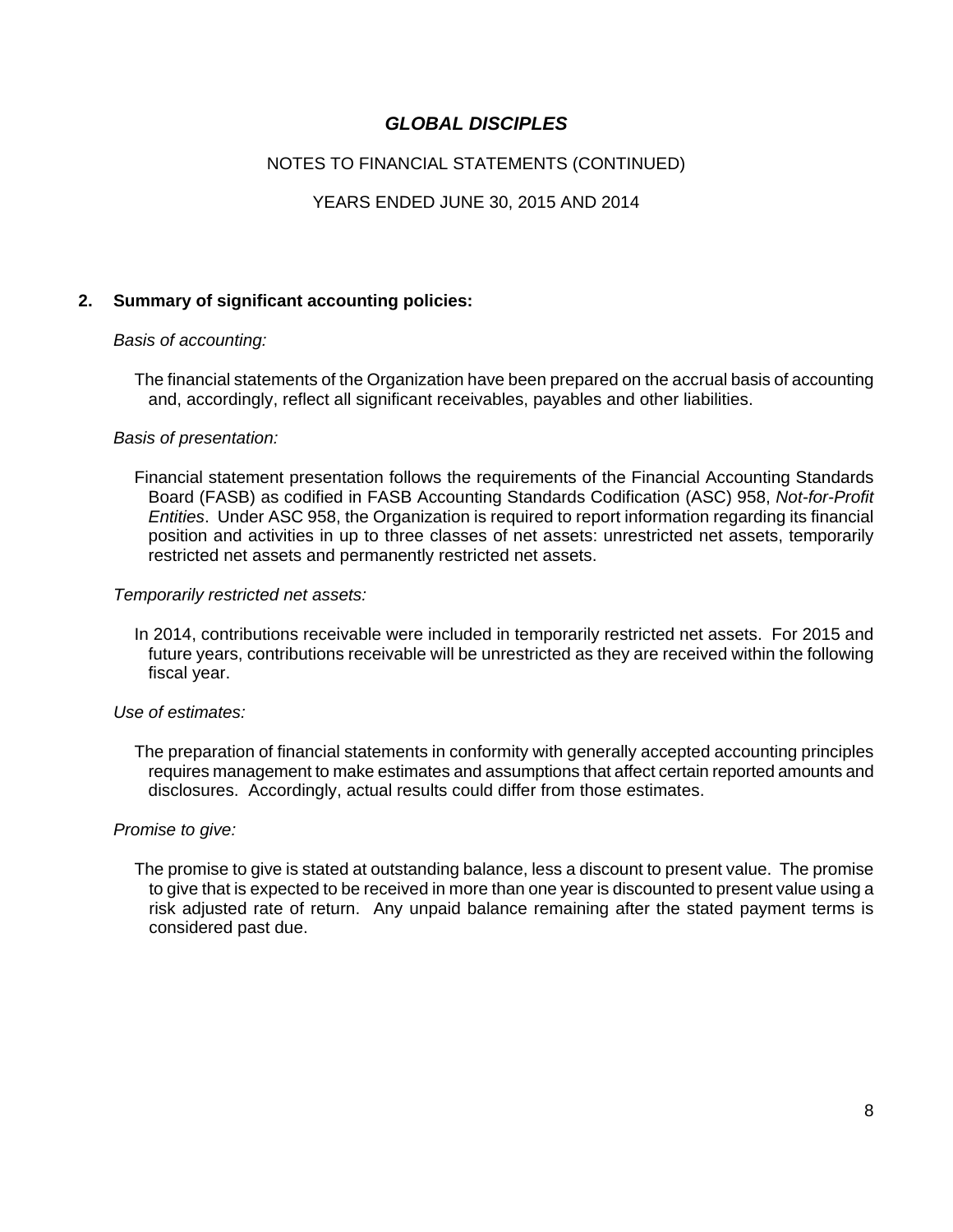# GLOBAL DISCIPLES

NOTES TO FINANCIAL STATEMENTS (CONTINUED)

YEARS ENDED JUNE 30, 2015 AND 2014

## 2. Summary of significant accounting policies:

*Basis of accounting:*

The financial statements of the Organization have been prepared on the accrual basis of accounting and, accordingly, reflect all significant receivables, payables and other liabilities.

*Basis of presentation:*

Financial statement presentation follows the requirements of the Financial Accounting Standards Board (FASB) as codified in FASB Accounting Standards Codification (ASC) 958, *Not-for-Profit Entities*. Under ASC 958, the Organization is required to report information regarding its financial position and activities in up to three classes of net assets: unrestricted net assets, temporarily restricted net assets and permanently restricted net assets.

*Temporarily restricted net assets:*

In 2014, contributions receivable were included in temporarily restricted net assets. For 2015 and future years, contributions receivable will be unrestricted as they are received within the following fiscal year.

*Use of estimates:*

The preparation of financial statements in conformity with generally accepted accounting principles requires management to make estimates and assumptions that affect certain reported amounts and disclosures. Accordingly, actual results could differ from those estimates.

*Promise to give:*

The promise to give is stated at outstanding balance, less a discount to present value. The promise to give that is expected to be received in more than one year is discounted to present value using a risk adjusted rate of return. Any unpaid balance remaining after the stated payment terms is considered past due.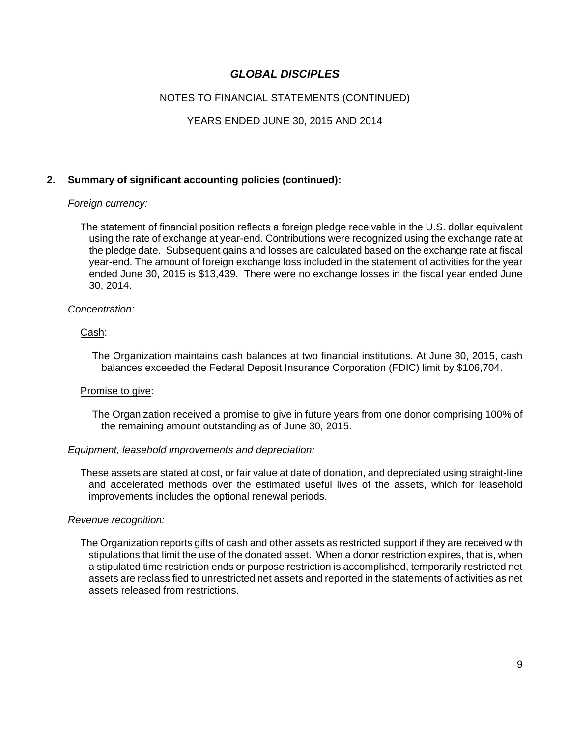# GLOBAL DISCIPLES

NOTES TO FINANCIAL STATEMENTS (CONTINUED)

YEARS ENDED JUNE 30, 2015 AND 2014

## 2. Summary of significant accounting policies (continued):

*Foreign currency:*

The statement of financial position reflects a foreign pledge receivable in the U.S. dollar equivalent using the rate of exchange at year-end. Contributions were recognized using the exchange rate at the pledge date. Subsequent gains and losses are calculated based on the exchange rate at fiscal year-end. The amount of foreign exchange loss included in the statement of activities for the year ended June 30, 2015 is $13,439. There were no exchange losses in the fiscal year ended June 30, 2014.

*Concentration:*

Cash:

The Organization maintains cash balances at two financial institutions. At June 30, 2015, cash balances exceeded the Federal Deposit Insurance Corporation (FDIC) limit by $106,704.

Promise to give:

The Organization received a promise to give in future years from one donor comprising 100% of the remaining amount outstanding as of June 30, 2015.

*Equipment, leasehold improvements and depreciation:*

These assets are stated at cost, or fair value at date of donation, and depreciated using straight-line and accelerated methods over the estimated useful lives of the assets, which for leasehold improvements includes the optional renewal periods.

*Revenue recognition:*

The Organization reports gifts of cash and other assets as restricted support if they are received with stipulations that limit the use of the donated asset. When a donor restriction expires, that is, when a stipulated time restriction ends or purpose restriction is accomplished, temporarily restricted net assets are reclassified to unrestricted net assets and reported in the statements of activities as net assets released from restrictions.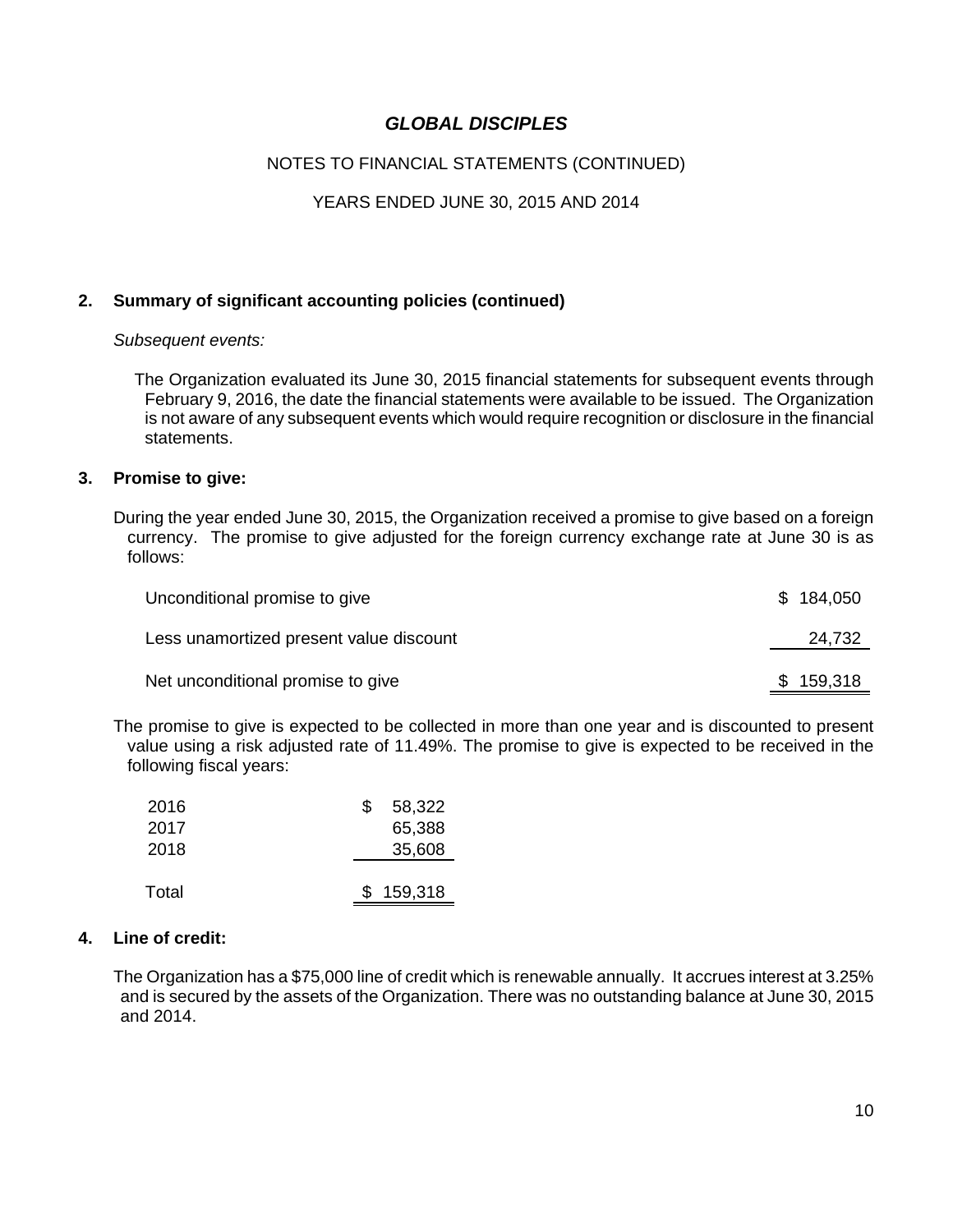# GLOBAL DISCIPLES

NOTES TO FINANCIAL STATEMENTS (CONTINUED)

YEARS ENDED JUNE 30, 2015 AND 2014

## 2. Summary of significant accounting policies (continued)

*Subsequent events:*

The Organization evaluated its June 30, 2015 financial statements for subsequent events through February 9, 2016, the date the financial statements were available to be issued. The Organization is not aware of any subsequent events which would require recognition or disclosure in the financial statements.

## 3. Promise to give:

During the year ended June 30, 2015, the Organization received a promise to give based on a foreign currency. The promise to give adjusted for the foreign currency exchange rate at June 30 is as follows:

| | |
|---|---|
| Unconditional promise to give | $ 184,050 |
| Less unamortized present value discount | 24,732 |
| Net unconditional promise to give | $ 159,318 |

The promise to give is expected to be collected in more than one year and is discounted to present value using a risk adjusted rate of 11.49%. The promise to give is expected to be received in the following fiscal years:

| | |
|---|---|
| 2016 | $ 58,322 |
| 2017 | 65,388 |
| 2018 | 35,608 |
| Total | $ 159,318 |

## 4. Line of credit:

The Organization has a $75,000 line of credit which is renewable annually. It accrues interest at 3.25% and is secured by the assets of the Organization. There was no outstanding balance at June 30, 2015 and 2014.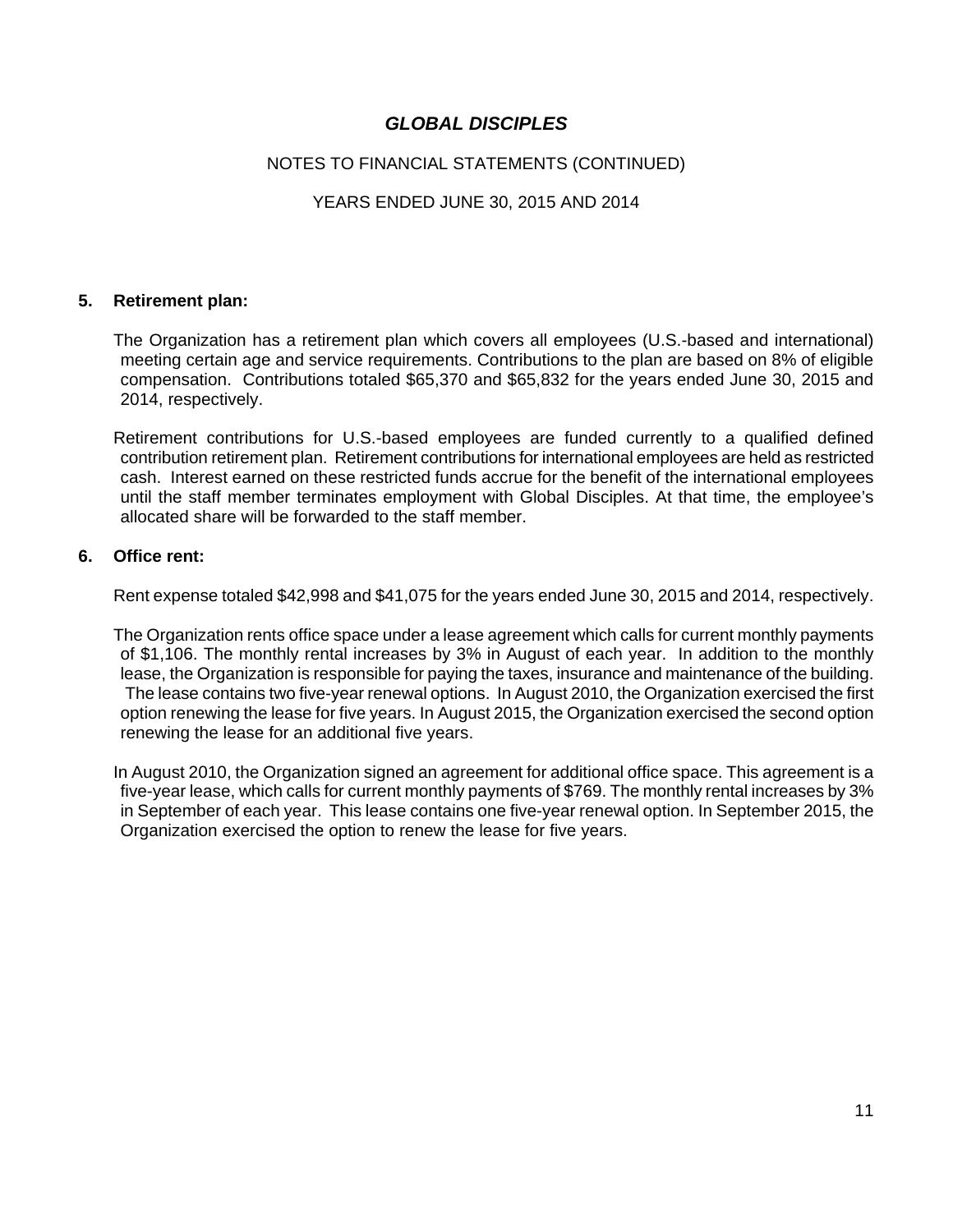# GLOBAL DISCIPLES

NOTES TO FINANCIAL STATEMENTS (CONTINUED)

YEARS ENDED JUNE 30, 2015 AND 2014

## 5. Retirement plan:

The Organization has a retirement plan which covers all employees (U.S.-based and international) meeting certain age and service requirements. Contributions to the plan are based on 8% of eligible compensation. Contributions totaled $65,370 and $65,832 for the years ended June 30, 2015 and 2014, respectively.

Retirement contributions for U.S.-based employees are funded currently to a qualified defined contribution retirement plan. Retirement contributions for international employees are held as restricted cash. Interest earned on these restricted funds accrue for the benefit of the international employees until the staff member terminates employment with Global Disciples. At that time, the employee's allocated share will be forwarded to the staff member.

## 6. Office rent:

Rent expense totaled $42,998 and $41,075 for the years ended June 30, 2015 and 2014, respectively.

The Organization rents office space under a lease agreement which calls for current monthly payments of $1,106. The monthly rental increases by 3% in August of each year. In addition to the monthly lease, the Organization is responsible for paying the taxes, insurance and maintenance of the building. The lease contains two five-year renewal options. In August 2010, the Organization exercised the first option renewing the lease for five years. In August 2015, the Organization exercised the second option renewing the lease for an additional five years.

In August 2010, the Organization signed an agreement for additional office space. This agreement is a five-year lease, which calls for current monthly payments of $769. The monthly rental increases by 3% in September of each year. This lease contains one five-year renewal option. In September 2015, the Organization exercised the option to renew the lease for five years.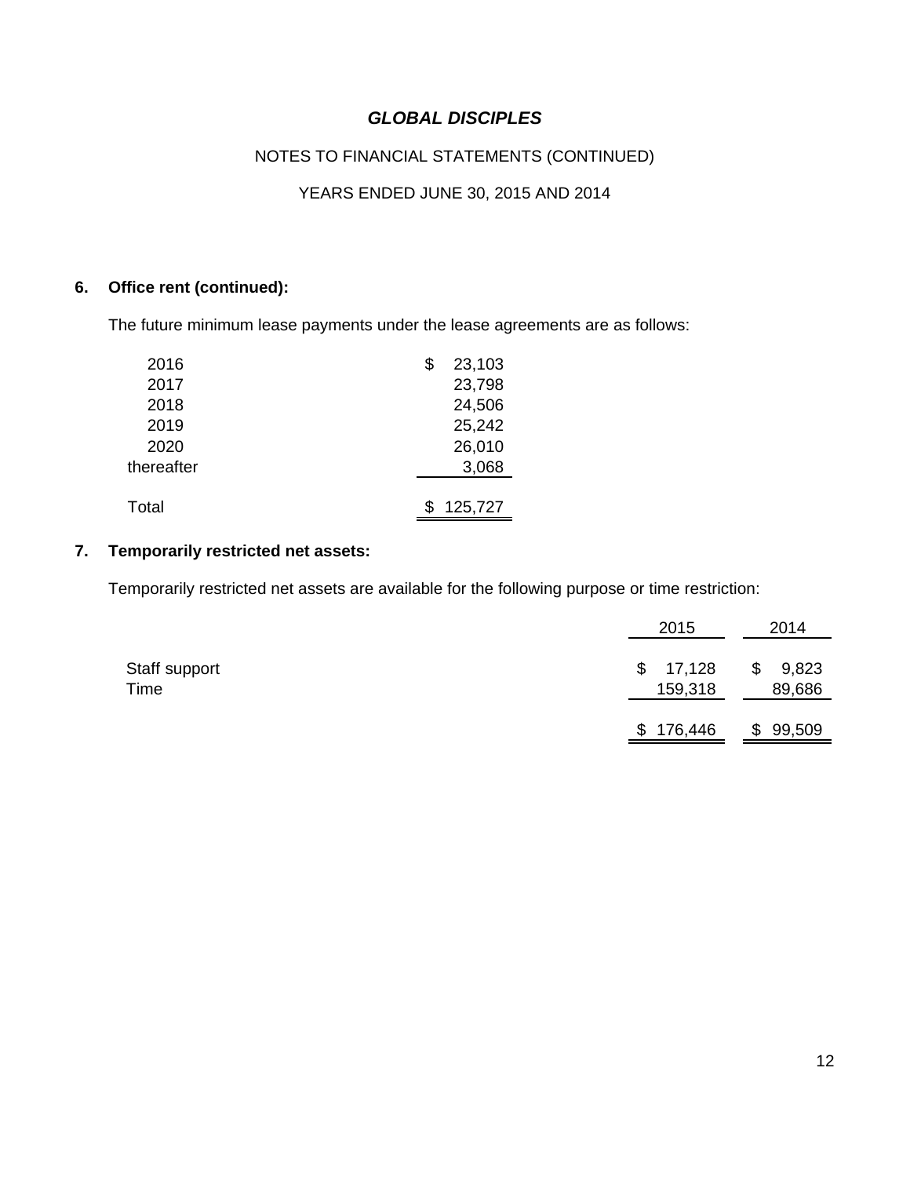# *GLOBAL DISCIPLES*

NOTES TO FINANCIAL STATEMENTS (CONTINUED)

YEARS ENDED JUNE 30, 2015 AND 2014

## 6. Office rent (continued):

The future minimum lease payments under the lease agreements are as follows:

| | |
|---|---|
| 2016 | $ 23,103 |
| 2017 | 23,798 |
| 2018 | 24,506 |
| 2019 | 25,242 |
| 2020 | 26,010 |
| thereafter | 3,068 |
| Total | $ 125,727 |

## 7. Temporarily restricted net assets:

Temporarily restricted net assets are available for the following purpose or time restriction:

| | 2015 | 2014 |
|---|---|---|
| Staff support | $ 17,128 | $ 9,823 |
| Time | 159,318 | 89,686 |
| | $ 176,446 | $ 99,509 |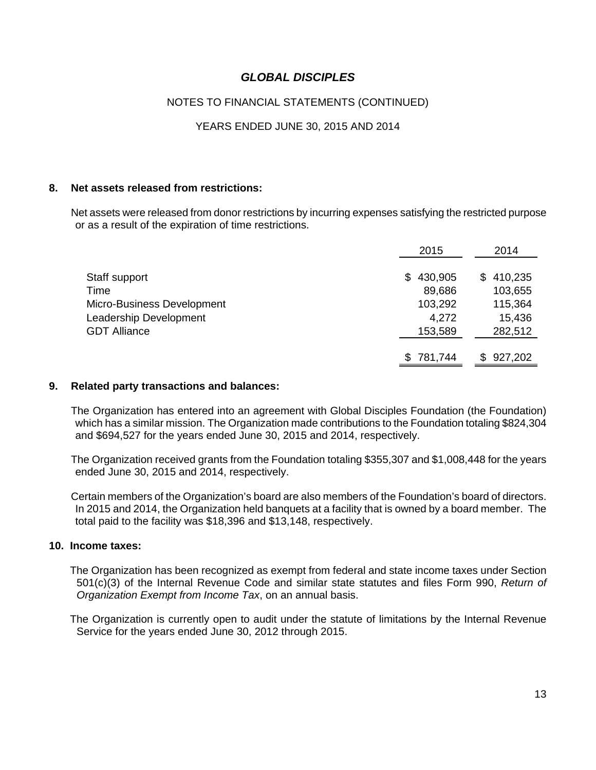# *GLOBAL DISCIPLES*

NOTES TO FINANCIAL STATEMENTS (CONTINUED)

YEARS ENDED JUNE 30, 2015 AND 2014

## 8. Net assets released from restrictions:

Net assets were released from donor restrictions by incurring expenses satisfying the restricted purpose or as a result of the expiration of time restrictions.

| | 2015 | 2014 |
|---|---|---|
| Staff support | $ 430,905 | $ 410,235 |
| Time | 89,686 | 103,655 |
| Micro-Business Development | 103,292 | 115,364 |
| Leadership Development | 4,272 | 15,436 |
| GDT Alliance | 153,589 | 282,512 |
| | $ 781,744 | $ 927,202 |

## 9. Related party transactions and balances:

The Organization has entered into an agreement with Global Disciples Foundation (the Foundation) which has a similar mission. The Organization made contributions to the Foundation totaling $824,304 and $694,527 for the years ended June 30, 2015 and 2014, respectively.

The Organization received grants from the Foundation totaling $355,307 and $1,008,448 for the years ended June 30, 2015 and 2014, respectively.

Certain members of the Organization's board are also members of the Foundation's board of directors. In 2015 and 2014, the Organization held banquets at a facility that is owned by a board member. The total paid to the facility was $18,396 and $13,148, respectively.

## 10. Income taxes:

The Organization has been recognized as exempt from federal and state income taxes under Section 501(c)(3) of the Internal Revenue Code and similar state statutes and files Form 990, *Return of Organization Exempt from Income Tax*, on an annual basis.

The Organization is currently open to audit under the statute of limitations by the Internal Revenue Service for the years ended June 30, 2012 through 2015.